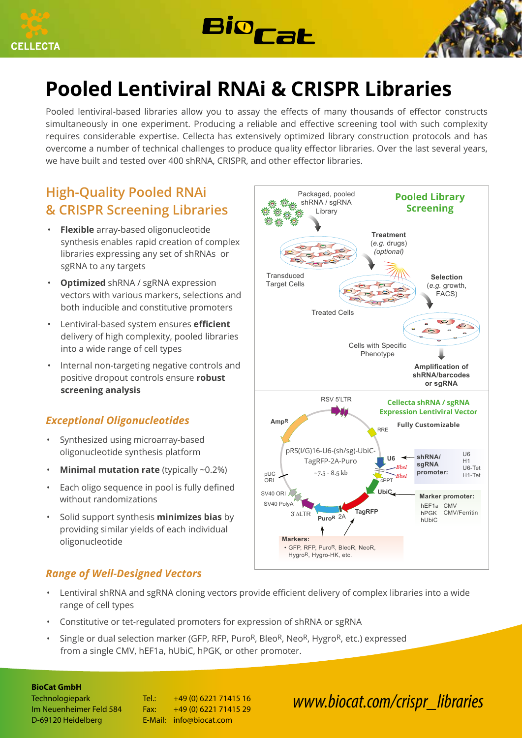# Pooled Lentiviral RNAi & CRISPR Libraries

Pooled lentiviral-based libraries allow you to assay the effects of many thousands of effector constructs simultaneously in one experiment. Producing a reliable and effective screening tool with such complexity requires considerable expertise. Cellecta has extensively optimized library construction protocols and has overcome a number of technical challenges to produce quality effector libraries. Over the last several years, we have built and tested over 400 shRNA, CRISPR, and other effector libraries.

## High-Quality Pooled RNAi & CRISPR Screening Libraries

- **Flexible** array-based oligonucleotide synthesis enables rapid creation of complex libraries expressing any set of shRNAs or sgRNA to any targets
- **Optimized** shRNA / sgRNA expression vectors with various markers, selections and both inducible and constitutive promoters
- Lentiviral-based system ensures **efficient** delivery of high complexity, pooled libraries into a wide range of cell types
- Internal non-targeting negative controls and positive dropout controls ensure **robust screening analysis**

### *Exceptional Oligonucleotides*

- Synthesized using microarray-based oligonucleotide synthesis platform
- **Minimal mutation rate** (typically ~0.2%)
- Each oligo sequence in pool is fully defined without randomizations
- Solid support synthesis **minimizes bias** by providing similar yields of each individual oligonucleotide

**Pooled Library Screening**

Packaged, pooled shRNA / sgRNA Library → Transduced Target Cells → **Treatment** (*e.g.* drugs) *(optional)* → Treated Cells → **Selection** (*e.g.* growth, FACS) → Cells with Specific Phenotype → **Amplification of shRNA/barcodes or sgRNA**

**Cellecta shRNA / sgRNA Expression Lentiviral Vector**

**Fully Customizable**

pRS(I/G)16-U6-(sh/sg)-UbiC-TagRFP-2A-Puro, ~7.5 - 8.5 kb

RSV 5'LTR, RRE, U6, *BbsI*, *BbsI*, cPPT, UbiC, TagRFP, 2A, Puro$^R$, 3'ΔLTR, SV40 PolyA, SV40 ORI, pUC ORI, Amp$^R$

**shRNA/sgRNA promoter:** U6, H1, U6-Tet, H1-Tet

**Marker promoter:** hEF1a, CMV, hPGK, CMV/Ferritin, hUbiC

**Markers:**
- GFP, RFP, Puro$^R$, Bleo$^R$, Neo$^R$, Hygro$^R$, Hygro-HK, etc.

### *Range of Well-Designed Vectors*

- Lentiviral shRNA and sgRNA cloning vectors provide efficient delivery of complex libraries into a wide range of cell types
- Constitutive or tet-regulated promoters for expression of shRNA or sgRNA
- Single or dual selection marker (GFP, RFP, Puro$^R$, Bleo$^R$, Neo$^R$, Hygro$^R$, etc.) expressed from a single CMV, hEF1a, hUbiC, hPGK, or other promoter.

**BioCat GmbH**
Technologiepark
Im Neuenheimer Feld 584
D-69120 Heidelberg

Tel.: +49 (0) 6221 71415 16
Fax: +49 (0) 6221 71415 29
E-Mail: info@biocat.com

*www.biocat.com/crispr_libraries*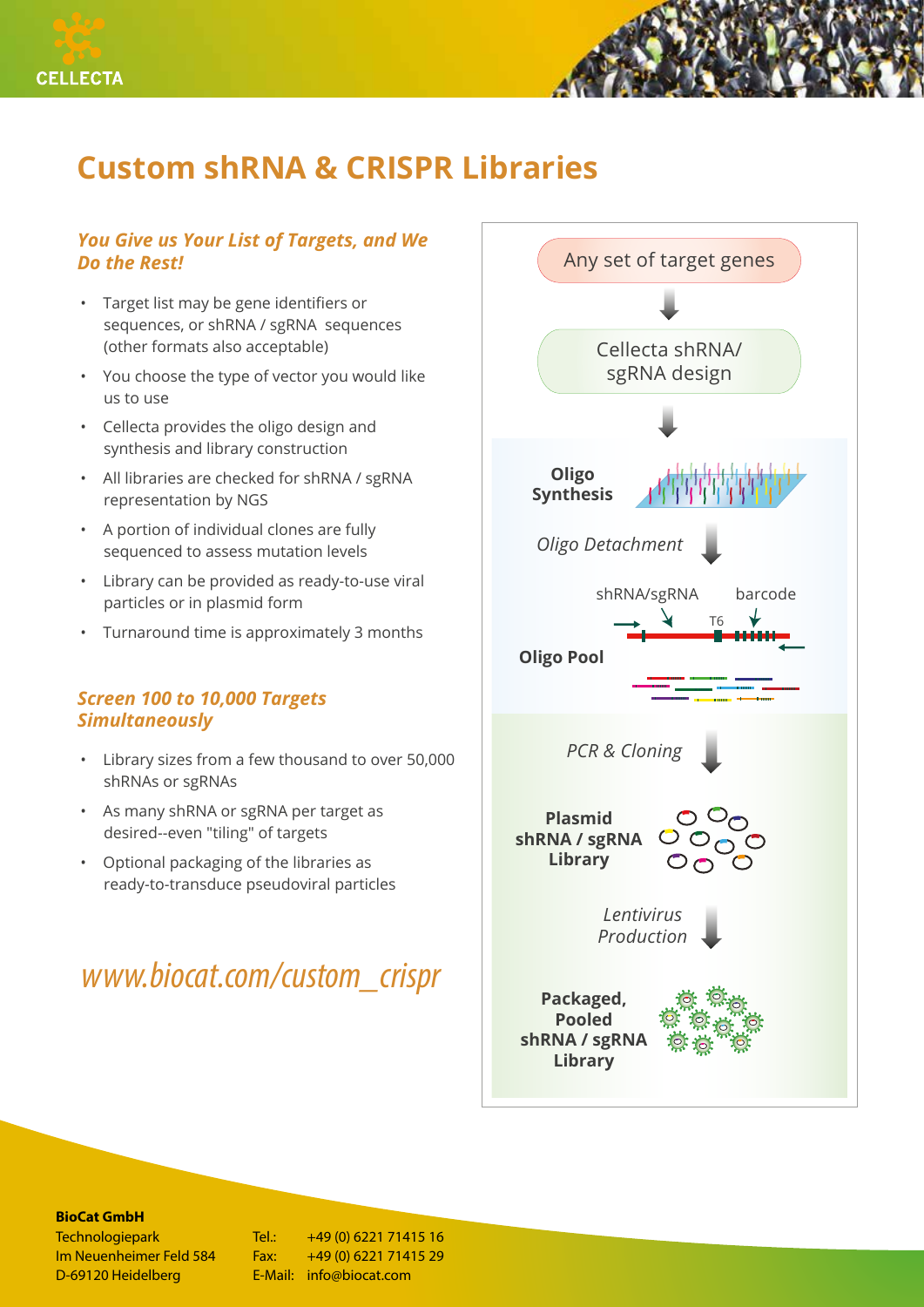# Custom shRNA & CRISPR Libraries

### *You Give us Your List of Targets, and We Do the Rest!*

- Target list may be gene identifiers or sequences, or shRNA / sgRNA sequences (other formats also acceptable)
- You choose the type of vector you would like us to use
- Cellecta provides the oligo design and synthesis and library construction
- All libraries are checked for shRNA / sgRNA representation by NGS
- A portion of individual clones are fully sequenced to assess mutation levels
- Library can be provided as ready-to-use viral particles or in plasmid form
- Turnaround time is approximately 3 months

### *Screen 100 to 10,000 Targets Simultaneously*

- Library sizes from a few thousand to over 50,000 shRNAs or sgRNAs
- As many shRNA or sgRNA per target as desired--even "tiling" of targets
- Optional packaging of the libraries as ready-to-transduce pseudoviral particles

*www.biocat.com/custom_crispr*

Any set of target genes

↓

Cellecta shRNA/ sgRNA design

↓

**Oligo Synthesis**

*Oligo Detachment* ↓

shRNA/sgRNA — T6 — barcode

**Oligo Pool**

*PCR & Cloning* ↓

**Plasmid shRNA / sgRNA Library**

*Lentivirus Production* ↓

**Packaged, Pooled shRNA / sgRNA Library**

**BioCat GmbH**
Technologiepark
Im Neuenheimer Feld 584
D-69120 Heidelberg

Tel.: +49 (0) 6221 71415 16
Fax: +49 (0) 6221 71415 29
E-Mail: info@biocat.com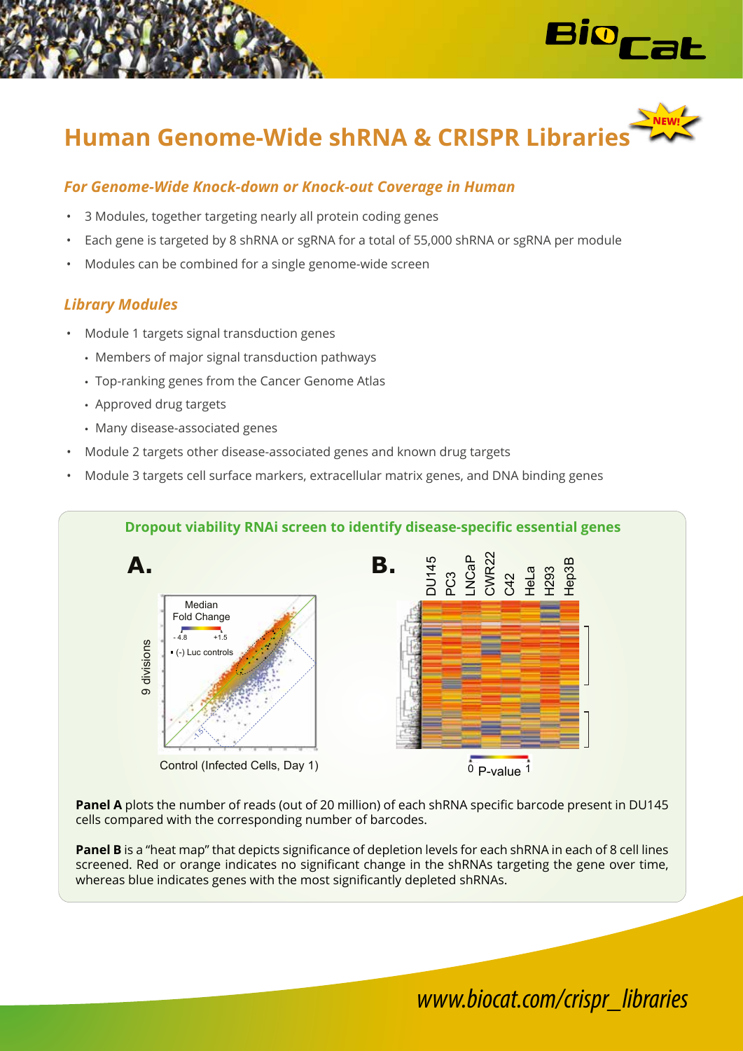# Human Genome-Wide shRNA & CRISPR Libraries

NEW!

### *For Genome-Wide Knock-down or Knock-out Coverage in Human*

- 3 Modules, together targeting nearly all protein coding genes
- Each gene is targeted by 8 shRNA or sgRNA for a total of 55,000 shRNA or sgRNA per module
- Modules can be combined for a single genome-wide screen

### *Library Modules*

- Module 1 targets signal transduction genes
  - Members of major signal transduction pathways
  - Top-ranking genes from the Cancer Genome Atlas
  - Approved drug targets
  - Many disease-associated genes
- Module 2 targets other disease-associated genes and known drug targets
- Module 3 targets cell surface markers, extracellular matrix genes, and DNA binding genes

**Dropout viability RNAi screen to identify disease-specific essential genes**

**A.** Median Fold Change; - 4.8; +1.5; (-) Luc controls; 9 divisions; -1.5; Control (Infected Cells, Day 1)

**B.** DU145, PC3, LNCaP, CWR22, C42, HeLa, H293, Hep3B; 0 P-value 1

**Panel A** plots the number of reads (out of 20 million) of each shRNA specific barcode present in DU145 cells compared with the corresponding number of barcodes.

**Panel B** is a "heat map" that depicts significance of depletion levels for each shRNA in each of 8 cell lines screened. Red or orange indicates no significant change in the shRNAs targeting the gene over time, whereas blue indicates genes with the most significantly depleted shRNAs.

*www.biocat.com/crispr_libraries*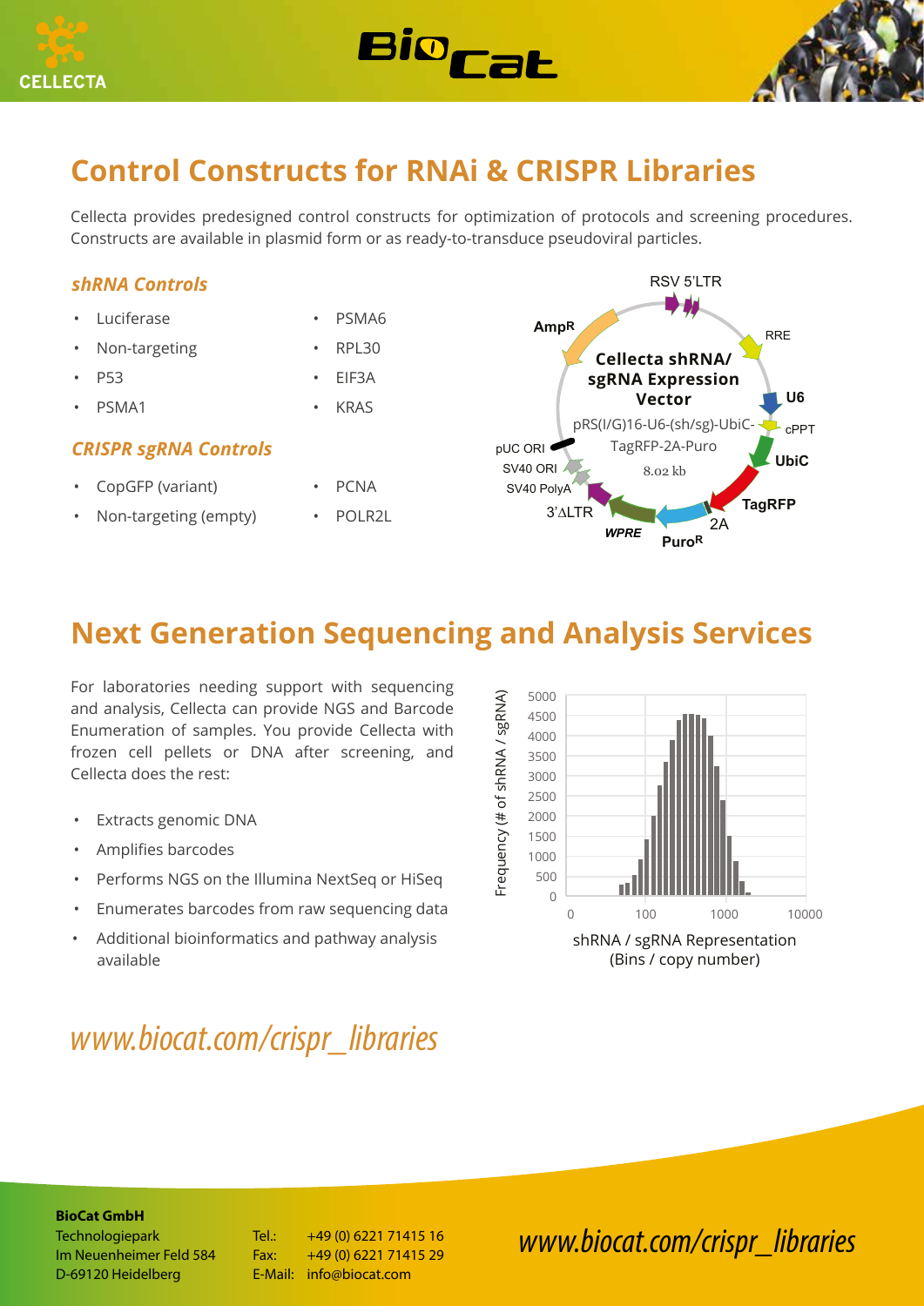# Control Constructs for RNAi & CRISPR Libraries

Cellecta provides predesigned control constructs for optimization of protocols and screening procedures. Constructs are available in plasmid form or as ready-to-transduce pseudoviral particles.

## *shRNA Controls*

- Luciferase
- Non-targeting
- P53
- PSMA1
- PSMA6
- RPL30
- EIF3A
- KRAS

## *CRISPR sgRNA Controls*

- CopGFP (variant)
- Non-targeting (empty)
- PCNA
- POLR2L

RSV 5'LTR
RRE
U6
cPPT
UbiC
TagRFP
2A
Puro$^R$
WPRE
3'ΔLTR
SV40 PolyA
SV40 ORI
pUC ORI
Amp$^R$

**Cellecta shRNA/ sgRNA Expression Vector**

pRS(I/G)16-U6-(sh/sg)-UbiC-TagRFP-2A-Puro

8.02 kb

# Next Generation Sequencing and Analysis Services

For laboratories needing support with sequencing and analysis, Cellecta can provide NGS and Barcode Enumeration of samples. You provide Cellecta with frozen cell pellets or DNA after screening, and Cellecta does the rest:

- Extracts genomic DNA
- Amplifies barcodes
- Performs NGS on the Illumina NextSeq or HiSeq
- Enumerates barcodes from raw sequencing data
- Additional bioinformatics and pathway analysis available

Frequency (# of shRNA / sgRNA)
5000
4500
4000
3500
3000
2500
2000
1500
1000
500
0
0
100
1000
10000
shRNA / sgRNA Representation (Bins / copy number)

*www.biocat.com/crispr_libraries*

**BioCat GmbH**
Technologiepark
Im Neuenheimer Feld 584
D-69120 Heidelberg

Tel.: +49 (0) 6221 71415 16
Fax: +49 (0) 6221 71415 29
E-Mail: info@biocat.com

*www.biocat.com/crispr_libraries*